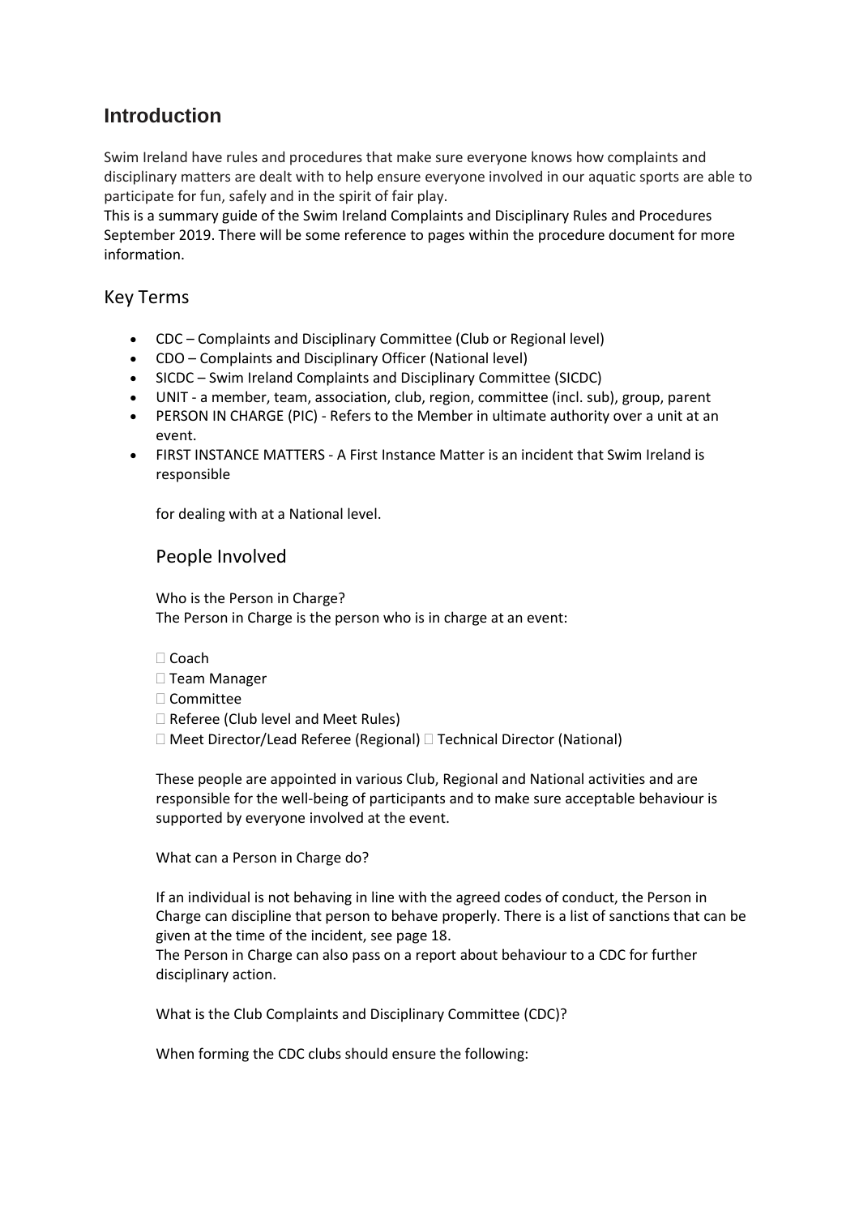# Introduction

Swim Ireland have rules and procedures that make sure everyone knows how complaints and disciplinary matters are dealt with to help ensure everyone involved in our aquatic sports are able to participate for fun, safely and in the spirit of fair play.
This is a summary guide of the Swim Ireland Complaints and Disciplinary Rules and Procedures September 2019. There will be some reference to pages within the procedure document for more information.

## Key Terms

- CDC – Complaints and Disciplinary Committee (Club or Regional level)
- CDO – Complaints and Disciplinary Officer (National level)
- SICDC – Swim Ireland Complaints and Disciplinary Committee (SICDC)
- UNIT - a member, team, association, club, region, committee (incl. sub), group, parent
- PERSON IN CHARGE (PIC) - Refers to the Member in ultimate authority over a unit at an event.
- FIRST INSTANCE MATTERS - A First Instance Matter is an incident that Swim Ireland is responsible

  for dealing with at a National level.

## People Involved

Who is the Person in Charge?
The Person in Charge is the person who is in charge at an event:

- Coach
- Team Manager
- Committee
- Referee (Club level and Meet Rules)
- Meet Director/Lead Referee (Regional)
- Technical Director (National)

These people are appointed in various Club, Regional and National activities and are responsible for the well-being of participants and to make sure acceptable behaviour is supported by everyone involved at the event.

What can a Person in Charge do?

If an individual is not behaving in line with the agreed codes of conduct, the Person in Charge can discipline that person to behave properly. There is a list of sanctions that can be given at the time of the incident, see page 18.
The Person in Charge can also pass on a report about behaviour to a CDC for further disciplinary action.

What is the Club Complaints and Disciplinary Committee (CDC)?

When forming the CDC clubs should ensure the following: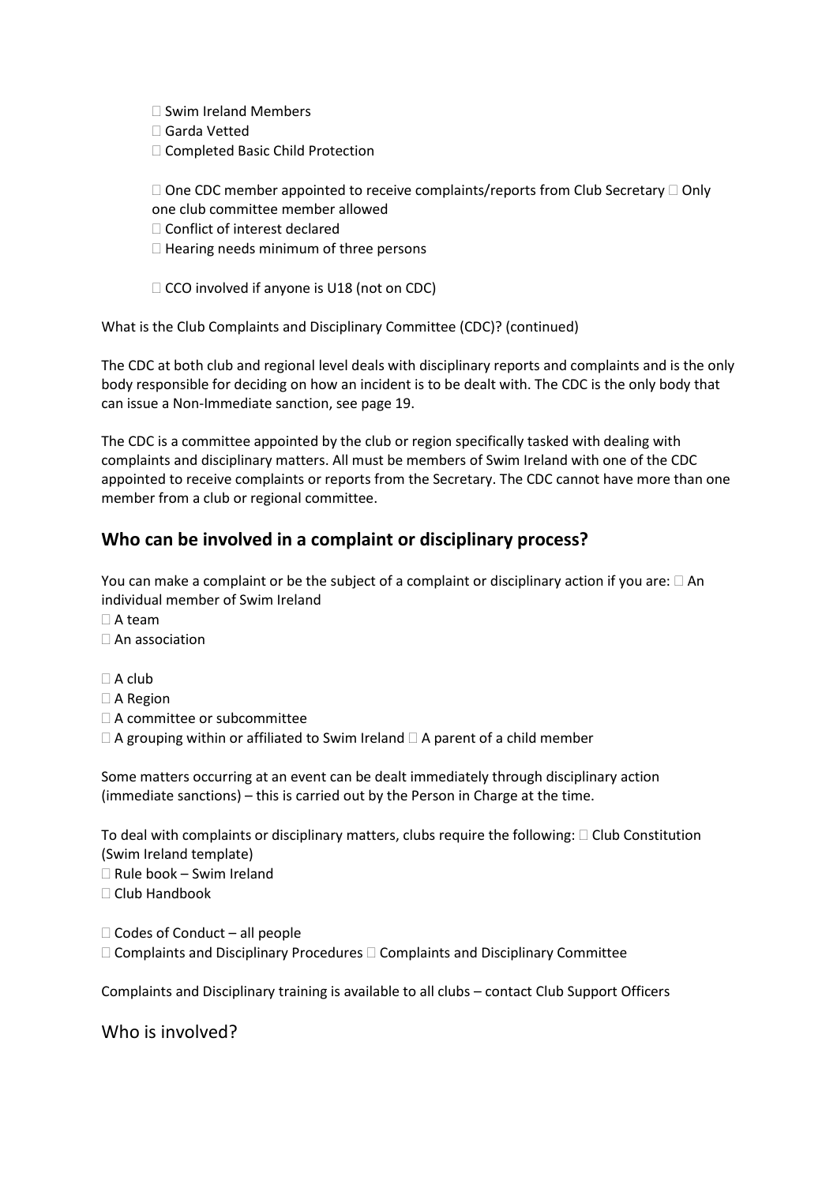- Swim Ireland Members
- Garda Vetted
- Completed Basic Child Protection

- One CDC member appointed to receive complaints/reports from Club Secretary
- Only one club committee member allowed
- Conflict of interest declared
- Hearing needs minimum of three persons

- CCO involved if anyone is U18 (not on CDC)

What is the Club Complaints and Disciplinary Committee (CDC)? (continued)

The CDC at both club and regional level deals with disciplinary reports and complaints and is the only body responsible for deciding on how an incident is to be dealt with. The CDC is the only body that can issue a Non-Immediate sanction, see page 19.

The CDC is a committee appointed by the club or region specifically tasked with dealing with complaints and disciplinary matters. All must be members of Swim Ireland with one of the CDC appointed to receive complaints or reports from the Secretary. The CDC cannot have more than one member from a club or regional committee.

## Who can be involved in a complaint or disciplinary process?

You can make a complaint or be the subject of a complaint or disciplinary action if you are:

- An individual member of Swim Ireland
- A team
- An association
- A club
- A Region
- A committee or subcommittee
- A grouping within or affiliated to Swim Ireland
- A parent of a child member

Some matters occurring at an event can be dealt immediately through disciplinary action (immediate sanctions) – this is carried out by the Person in Charge at the time.

To deal with complaints or disciplinary matters, clubs require the following:

- Club Constitution (Swim Ireland template)
- Rule book – Swim Ireland
- Club Handbook
- Codes of Conduct – all people
- Complaints and Disciplinary Procedures
- Complaints and Disciplinary Committee

Complaints and Disciplinary training is available to all clubs – contact Club Support Officers

## Who is involved?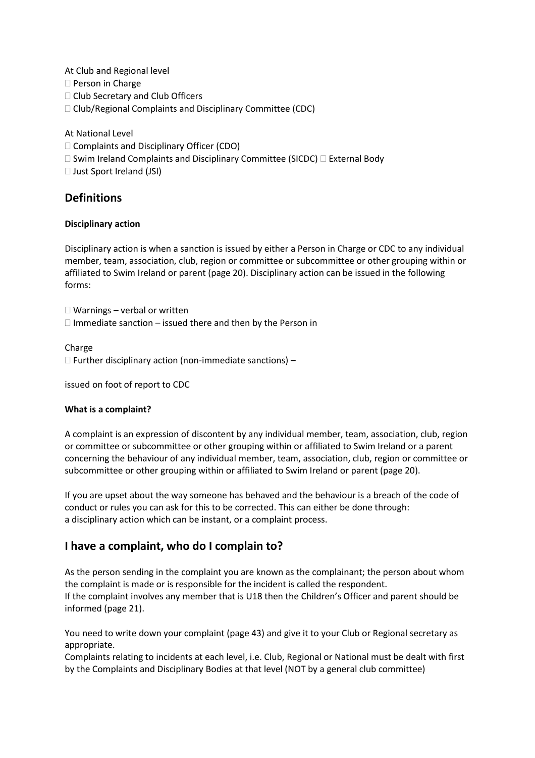At Club and Regional level

- Person in Charge
- Club Secretary and Club Officers
- Club/Regional Complaints and Disciplinary Committee (CDC)

At National Level

- Complaints and Disciplinary Officer (CDO)
- Swim Ireland Complaints and Disciplinary Committee (SICDC)
- External Body
- Just Sport Ireland (JSI)

## Definitions

**Disciplinary action**

Disciplinary action is when a sanction is issued by either a Person in Charge or CDC to any individual member, team, association, club, region or committee or subcommittee or other grouping within or affiliated to Swim Ireland or parent (page 20). Disciplinary action can be issued in the following forms:

- Warnings – verbal or written
- Immediate sanction – issued there and then by the Person in Charge
- Further disciplinary action (non-immediate sanctions) – issued on foot of report to CDC

**What is a complaint?**

A complaint is an expression of discontent by any individual member, team, association, club, region or committee or subcommittee or other grouping within or affiliated to Swim Ireland or a parent concerning the behaviour of any individual member, team, association, club, region or committee or subcommittee or other grouping within or affiliated to Swim Ireland or parent (page 20).

If you are upset about the way someone has behaved and the behaviour is a breach of the code of conduct or rules you can ask for this to be corrected. This can either be done through: a disciplinary action which can be instant, or a complaint process.

## I have a complaint, who do I complain to?

As the person sending in the complaint you are known as the complainant; the person about whom the complaint is made or is responsible for the incident is called the respondent.
If the complaint involves any member that is U18 then the Children's Officer and parent should be informed (page 21).

You need to write down your complaint (page 43) and give it to your Club or Regional secretary as appropriate.
Complaints relating to incidents at each level, i.e. Club, Regional or National must be dealt with first by the Complaints and Disciplinary Bodies at that level (NOT by a general club committee)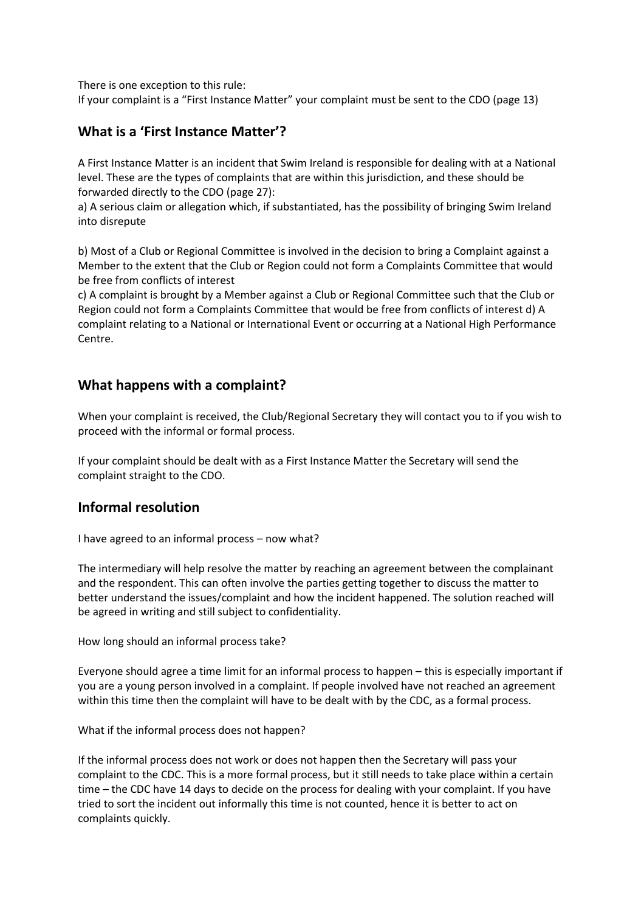There is one exception to this rule:
If your complaint is a "First Instance Matter" your complaint must be sent to the CDO (page 13)

## What is a 'First Instance Matter'?

A First Instance Matter is an incident that Swim Ireland is responsible for dealing with at a National level. These are the types of complaints that are within this jurisdiction, and these should be forwarded directly to the CDO (page 27):

a) A serious claim or allegation which, if substantiated, has the possibility of bringing Swim Ireland into disrepute

b) Most of a Club or Regional Committee is involved in the decision to bring a Complaint against a Member to the extent that the Club or Region could not form a Complaints Committee that would be free from conflicts of interest

c) A complaint is brought by a Member against a Club or Regional Committee such that the Club or Region could not form a Complaints Committee that would be free from conflicts of interest d) A complaint relating to a National or International Event or occurring at a National High Performance Centre.

## What happens with a complaint?

When your complaint is received, the Club/Regional Secretary they will contact you to if you wish to proceed with the informal or formal process.

If your complaint should be dealt with as a First Instance Matter the Secretary will send the complaint straight to the CDO.

## Informal resolution

I have agreed to an informal process – now what?

The intermediary will help resolve the matter by reaching an agreement between the complainant and the respondent. This can often involve the parties getting together to discuss the matter to better understand the issues/complaint and how the incident happened. The solution reached will be agreed in writing and still subject to confidentiality.

How long should an informal process take?

Everyone should agree a time limit for an informal process to happen – this is especially important if you are a young person involved in a complaint. If people involved have not reached an agreement within this time then the complaint will have to be dealt with by the CDC, as a formal process.

What if the informal process does not happen?

If the informal process does not work or does not happen then the Secretary will pass your complaint to the CDC. This is a more formal process, but it still needs to take place within a certain time – the CDC have 14 days to decide on the process for dealing with your complaint. If you have tried to sort the incident out informally this time is not counted, hence it is better to act on complaints quickly.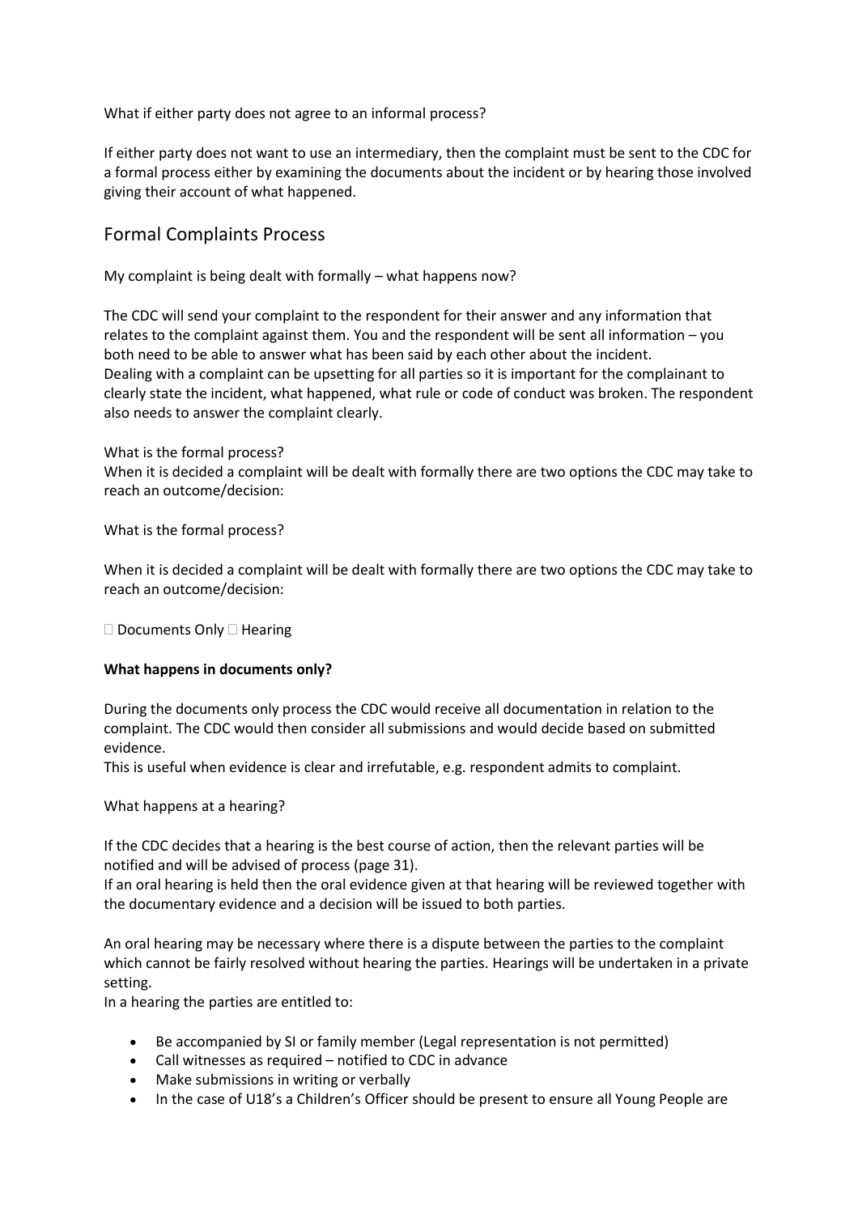What if either party does not agree to an informal process?

If either party does not want to use an intermediary, then the complaint must be sent to the CDC for a formal process either by examining the documents about the incident or by hearing those involved giving their account of what happened.

## Formal Complaints Process

My complaint is being dealt with formally – what happens now?

The CDC will send your complaint to the respondent for their answer and any information that relates to the complaint against them. You and the respondent will be sent all information – you both need to be able to answer what has been said by each other about the incident.
Dealing with a complaint can be upsetting for all parties so it is important for the complainant to clearly state the incident, what happened, what rule or code of conduct was broken. The respondent also needs to answer the complaint clearly.

What is the formal process?
When it is decided a complaint will be dealt with formally there are two options the CDC may take to reach an outcome/decision:

What is the formal process?

When it is decided a complaint will be dealt with formally there are two options the CDC may take to reach an outcome/decision:

 Documents Only  Hearing

**What happens in documents only?**

During the documents only process the CDC would receive all documentation in relation to the complaint. The CDC would then consider all submissions and would decide based on submitted evidence.
This is useful when evidence is clear and irrefutable, e.g. respondent admits to complaint.

What happens at a hearing?

If the CDC decides that a hearing is the best course of action, then the relevant parties will be notified and will be advised of process (page 31).
If an oral hearing is held then the oral evidence given at that hearing will be reviewed together with the documentary evidence and a decision will be issued to both parties.

An oral hearing may be necessary where there is a dispute between the parties to the complaint which cannot be fairly resolved without hearing the parties. Hearings will be undertaken in a private setting.
In a hearing the parties are entitled to:

- Be accompanied by SI or family member (Legal representation is not permitted)
- Call witnesses as required – notified to CDC in advance
- Make submissions in writing or verbally
- In the case of U18's a Children's Officer should be present to ensure all Young People are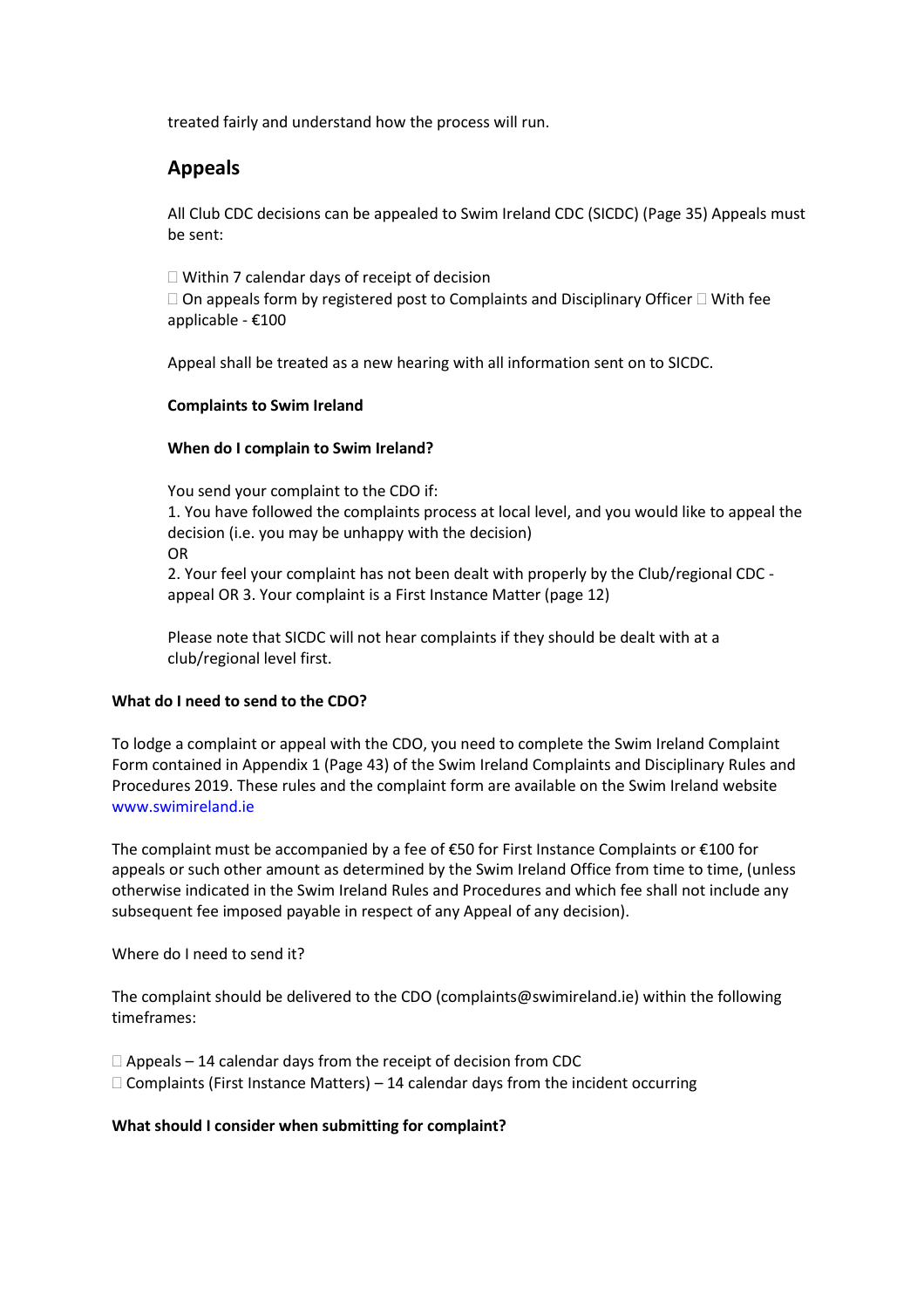treated fairly and understand how the process will run.

## Appeals

All Club CDC decisions can be appealed to Swim Ireland CDC (SICDC) (Page 35) Appeals must be sent:

- Within 7 calendar days of receipt of decision
- On appeals form by registered post to Complaints and Disciplinary Officer
- With fee applicable - €100

Appeal shall be treated as a new hearing with all information sent on to SICDC.

**Complaints to Swim Ireland**

**When do I complain to Swim Ireland?**

You send your complaint to the CDO if:
1. You have followed the complaints process at local level, and you would like to appeal the decision (i.e. you may be unhappy with the decision)
OR
2. Your feel your complaint has not been dealt with properly by the Club/regional CDC - appeal OR 3. Your complaint is a First Instance Matter (page 12)

Please note that SICDC will not hear complaints if they should be dealt with at a club/regional level first.

**What do I need to send to the CDO?**

To lodge a complaint or appeal with the CDO, you need to complete the Swim Ireland Complaint Form contained in Appendix 1 (Page 43) of the Swim Ireland Complaints and Disciplinary Rules and Procedures 2019. These rules and the complaint form are available on the Swim Ireland website www.swimireland.ie

The complaint must be accompanied by a fee of €50 for First Instance Complaints or €100 for appeals or such other amount as determined by the Swim Ireland Office from time to time, (unless otherwise indicated in the Swim Ireland Rules and Procedures and which fee shall not include any subsequent fee imposed payable in respect of any Appeal of any decision).

Where do I need to send it?

The complaint should be delivered to the CDO (complaints@swimireland.ie) within the following timeframes:

- Appeals – 14 calendar days from the receipt of decision from CDC
- Complaints (First Instance Matters) – 14 calendar days from the incident occurring

**What should I consider when submitting for complaint?**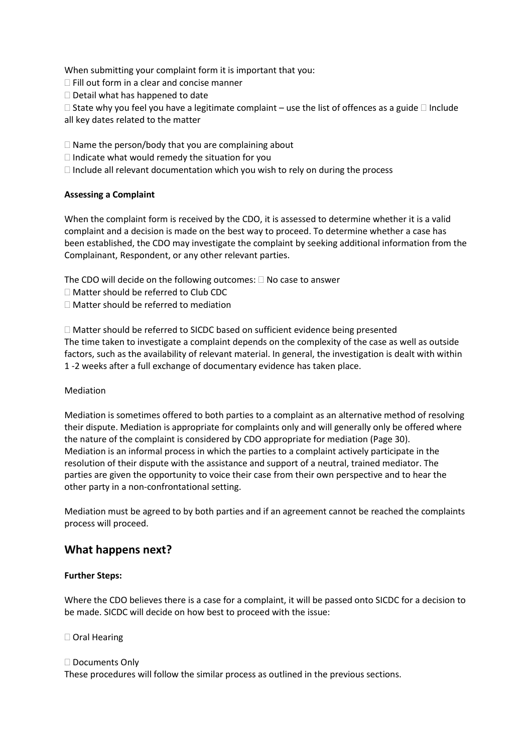When submitting your complaint form it is important that you:

- Fill out form in a clear and concise manner
- Detail what has happened to date
- State why you feel you have a legitimate complaint – use the list of offences as a guide
- Include all key dates related to the matter
- Name the person/body that you are complaining about
- Indicate what would remedy the situation for you
- Include all relevant documentation which you wish to rely on during the process

**Assessing a Complaint**

When the complaint form is received by the CDO, it is assessed to determine whether it is a valid complaint and a decision is made on the best way to proceed. To determine whether a case has been established, the CDO may investigate the complaint by seeking additional information from the Complainant, Respondent, or any other relevant parties.

The CDO will decide on the following outcomes:

- No case to answer
- Matter should be referred to Club CDC
- Matter should be referred to mediation
- Matter should be referred to SICDC based on sufficient evidence being presented

The time taken to investigate a complaint depends on the complexity of the case as well as outside factors, such as the availability of relevant material. In general, the investigation is dealt with within 1 -2 weeks after a full exchange of documentary evidence has taken place.

Mediation

Mediation is sometimes offered to both parties to a complaint as an alternative method of resolving their dispute. Mediation is appropriate for complaints only and will generally only be offered where the nature of the complaint is considered by CDO appropriate for mediation (Page 30). Mediation is an informal process in which the parties to a complaint actively participate in the resolution of their dispute with the assistance and support of a neutral, trained mediator. The parties are given the opportunity to voice their case from their own perspective and to hear the other party in a non-confrontational setting.

Mediation must be agreed to by both parties and if an agreement cannot be reached the complaints process will proceed.

## What happens next?

**Further Steps:**

Where the CDO believes there is a case for a complaint, it will be passed onto SICDC for a decision to be made. SICDC will decide on how best to proceed with the issue:

- Oral Hearing
- Documents Only

These procedures will follow the similar process as outlined in the previous sections.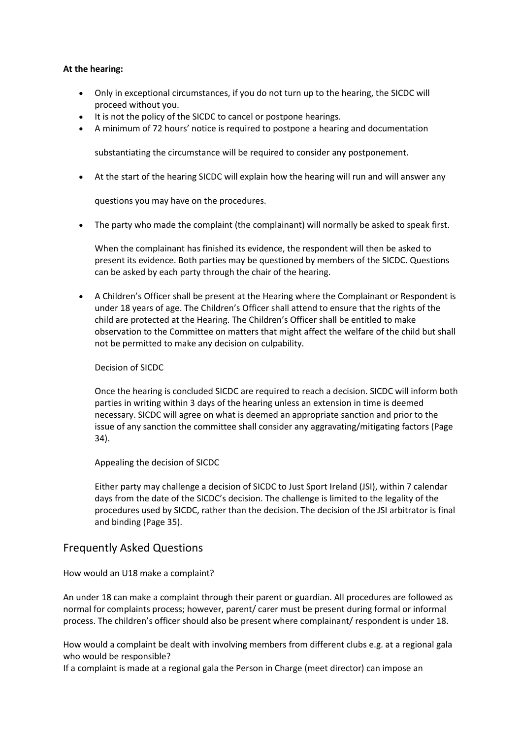**At the hearing:**

- Only in exceptional circumstances, if you do not turn up to the hearing, the SICDC will proceed without you.
- It is not the policy of the SICDC to cancel or postpone hearings.
- A minimum of 72 hours' notice is required to postpone a hearing and documentation

  substantiating the circumstance will be required to consider any postponement.

- At the start of the hearing SICDC will explain how the hearing will run and will answer any

  questions you may have on the procedures.

- The party who made the complaint (the complainant) will normally be asked to speak first.

  When the complainant has finished its evidence, the respondent will then be asked to present its evidence. Both parties may be questioned by members of the SICDC. Questions can be asked by each party through the chair of the hearing.

- A Children's Officer shall be present at the Hearing where the Complainant or Respondent is under 18 years of age. The Children's Officer shall attend to ensure that the rights of the child are protected at the Hearing. The Children's Officer shall be entitled to make observation to the Committee on matters that might affect the welfare of the child but shall not be permitted to make any decision on culpability.

  Decision of SICDC

  Once the hearing is concluded SICDC are required to reach a decision. SICDC will inform both parties in writing within 3 days of the hearing unless an extension in time is deemed necessary. SICDC will agree on what is deemed an appropriate sanction and prior to the issue of any sanction the committee shall consider any aggravating/mitigating factors (Page 34).

  Appealing the decision of SICDC

  Either party may challenge a decision of SICDC to Just Sport Ireland (JSI), within 7 calendar days from the date of the SICDC's decision. The challenge is limited to the legality of the procedures used by SICDC, rather than the decision. The decision of the JSI arbitrator is final and binding (Page 35).

## Frequently Asked Questions

How would an U18 make a complaint?

An under 18 can make a complaint through their parent or guardian. All procedures are followed as normal for complaints process; however, parent/ carer must be present during formal or informal process. The children's officer should also be present where complainant/ respondent is under 18.

How would a complaint be dealt with involving members from different clubs e.g. at a regional gala who would be responsible?

If a complaint is made at a regional gala the Person in Charge (meet director) can impose an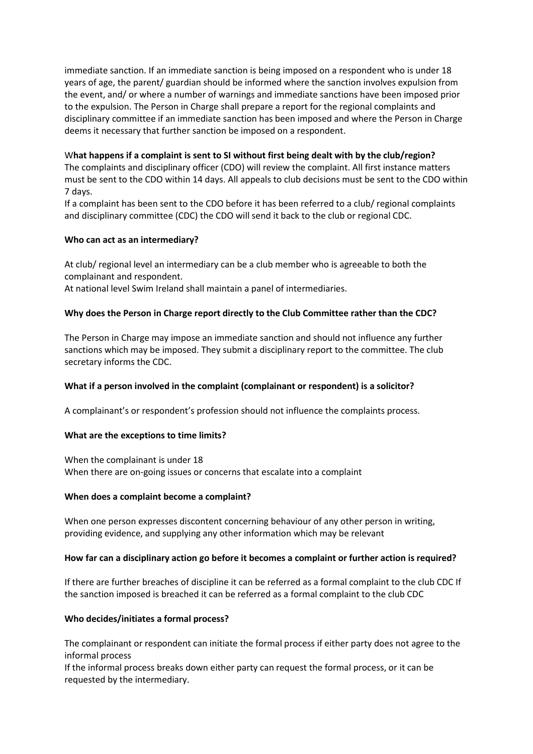immediate sanction. If an immediate sanction is being imposed on a respondent who is under 18 years of age, the parent/ guardian should be informed where the sanction involves expulsion from the event, and/ or where a number of warnings and immediate sanctions have been imposed prior to the expulsion. The Person in Charge shall prepare a report for the regional complaints and disciplinary committee if an immediate sanction has been imposed and where the Person in Charge deems it necessary that further sanction be imposed on a respondent.

**What happens if a complaint is sent to SI without first being dealt with by the club/region?**

The complaints and disciplinary officer (CDO) will review the complaint. All first instance matters must be sent to the CDO within 14 days. All appeals to club decisions must be sent to the CDO within 7 days.

If a complaint has been sent to the CDO before it has been referred to a club/ regional complaints and disciplinary committee (CDC) the CDO will send it back to the club or regional CDC.

**Who can act as an intermediary?**

At club/ regional level an intermediary can be a club member who is agreeable to both the complainant and respondent.

At national level Swim Ireland shall maintain a panel of intermediaries.

**Why does the Person in Charge report directly to the Club Committee rather than the CDC?**

The Person in Charge may impose an immediate sanction and should not influence any further sanctions which may be imposed. They submit a disciplinary report to the committee. The club secretary informs the CDC.

**What if a person involved in the complaint (complainant or respondent) is a solicitor?**

A complainant's or respondent's profession should not influence the complaints process.

**What are the exceptions to time limits?**

When the complainant is under 18

When there are on-going issues or concerns that escalate into a complaint

**When does a complaint become a complaint?**

When one person expresses discontent concerning behaviour of any other person in writing, providing evidence, and supplying any other information which may be relevant

**How far can a disciplinary action go before it becomes a complaint or further action is required?**

If there are further breaches of discipline it can be referred as a formal complaint to the club CDC If the sanction imposed is breached it can be referred as a formal complaint to the club CDC

**Who decides/initiates a formal process?**

The complainant or respondent can initiate the formal process if either party does not agree to the informal process

If the informal process breaks down either party can request the formal process, or it can be requested by the intermediary.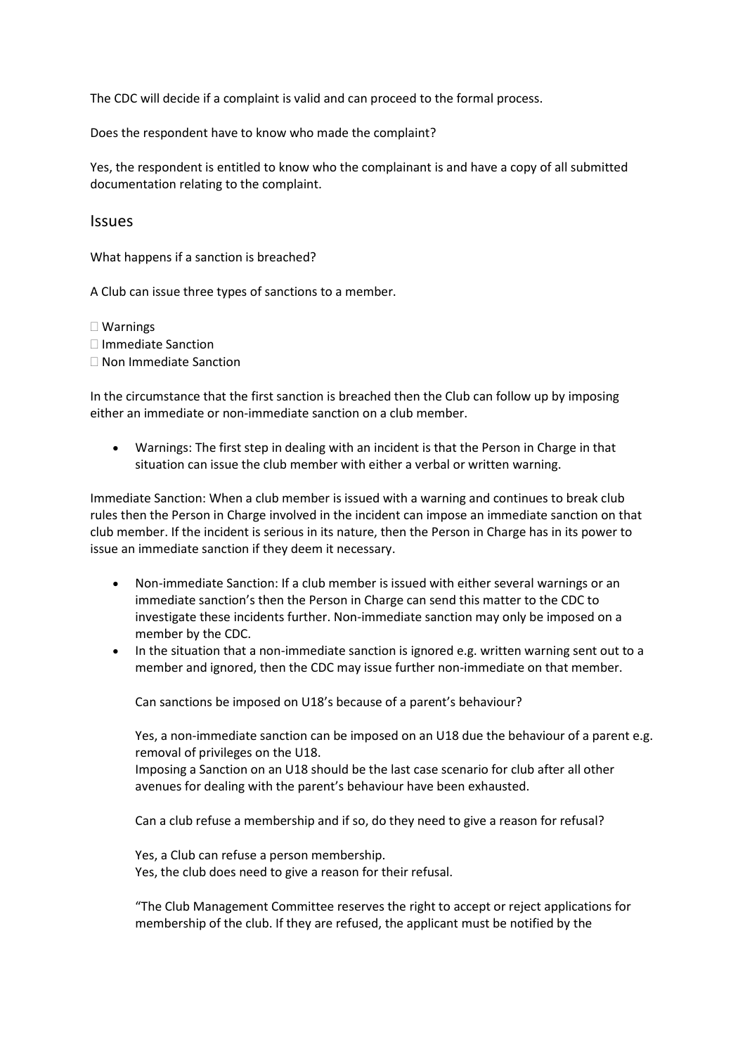The CDC will decide if a complaint is valid and can proceed to the formal process.

Does the respondent have to know who made the complaint?

Yes, the respondent is entitled to know who the complainant is and have a copy of all submitted documentation relating to the complaint.

## Issues

What happens if a sanction is breached?

A Club can issue three types of sanctions to a member.

- Warnings
- Immediate Sanction
- Non Immediate Sanction

In the circumstance that the first sanction is breached then the Club can follow up by imposing either an immediate or non-immediate sanction on a club member.

- Warnings: The first step in dealing with an incident is that the Person in Charge in that situation can issue the club member with either a verbal or written warning.

Immediate Sanction: When a club member is issued with a warning and continues to break club rules then the Person in Charge involved in the incident can impose an immediate sanction on that club member. If the incident is serious in its nature, then the Person in Charge has in its power to issue an immediate sanction if they deem it necessary.

- Non-immediate Sanction: If a club member is issued with either several warnings or an immediate sanction's then the Person in Charge can send this matter to the CDC to investigate these incidents further. Non-immediate sanction may only be imposed on a member by the CDC.
- In the situation that a non-immediate sanction is ignored e.g. written warning sent out to a member and ignored, then the CDC may issue further non-immediate on that member.

  Can sanctions be imposed on U18's because of a parent's behaviour?

  Yes, a non-immediate sanction can be imposed on an U18 due the behaviour of a parent e.g. removal of privileges on the U18.
  Imposing a Sanction on an U18 should be the last case scenario for club after all other avenues for dealing with the parent's behaviour have been exhausted.

  Can a club refuse a membership and if so, do they need to give a reason for refusal?

  Yes, a Club can refuse a person membership.
  Yes, the club does need to give a reason for their refusal.

  "The Club Management Committee reserves the right to accept or reject applications for membership of the club. If they are refused, the applicant must be notified by the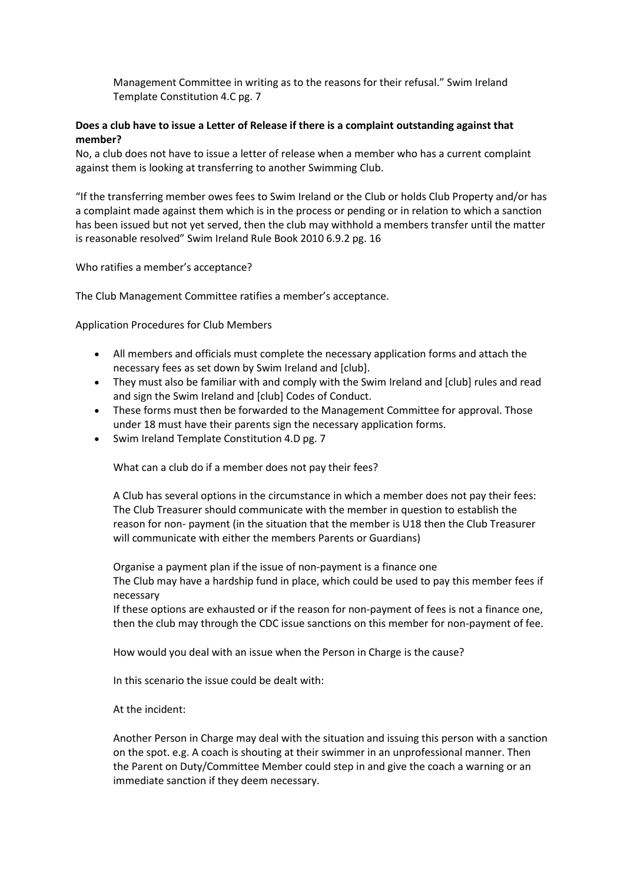Management Committee in writing as to the reasons for their refusal." Swim Ireland Template Constitution 4.C pg. 7

**Does a club have to issue a Letter of Release if there is a complaint outstanding against that member?**

No, a club does not have to issue a letter of release when a member who has a current complaint against them is looking at transferring to another Swimming Club.

"If the transferring member owes fees to Swim Ireland or the Club or holds Club Property and/or has a complaint made against them which is in the process or pending or in relation to which a sanction has been issued but not yet served, then the club may withhold a members transfer until the matter is reasonable resolved" Swim Ireland Rule Book 2010 6.9.2 pg. 16

Who ratifies a member's acceptance?

The Club Management Committee ratifies a member's acceptance.

Application Procedures for Club Members

- All members and officials must complete the necessary application forms and attach the necessary fees as set down by Swim Ireland and [club].
- They must also be familiar with and comply with the Swim Ireland and [club] rules and read and sign the Swim Ireland and [club] Codes of Conduct.
- These forms must then be forwarded to the Management Committee for approval. Those under 18 must have their parents sign the necessary application forms.
- Swim Ireland Template Constitution 4.D pg. 7

What can a club do if a member does not pay their fees?

A Club has several options in the circumstance in which a member does not pay their fees:
The Club Treasurer should communicate with the member in question to establish the reason for non- payment (in the situation that the member is U18 then the Club Treasurer will communicate with either the members Parents or Guardians)

Organise a payment plan if the issue of non-payment is a finance one
The Club may have a hardship fund in place, which could be used to pay this member fees if necessary
If these options are exhausted or if the reason for non-payment of fees is not a finance one, then the club may through the CDC issue sanctions on this member for non-payment of fee.

How would you deal with an issue when the Person in Charge is the cause?

In this scenario the issue could be dealt with:

At the incident:

Another Person in Charge may deal with the situation and issuing this person with a sanction on the spot. e.g. A coach is shouting at their swimmer in an unprofessional manner. Then the Parent on Duty/Committee Member could step in and give the coach a warning or an immediate sanction if they deem necessary.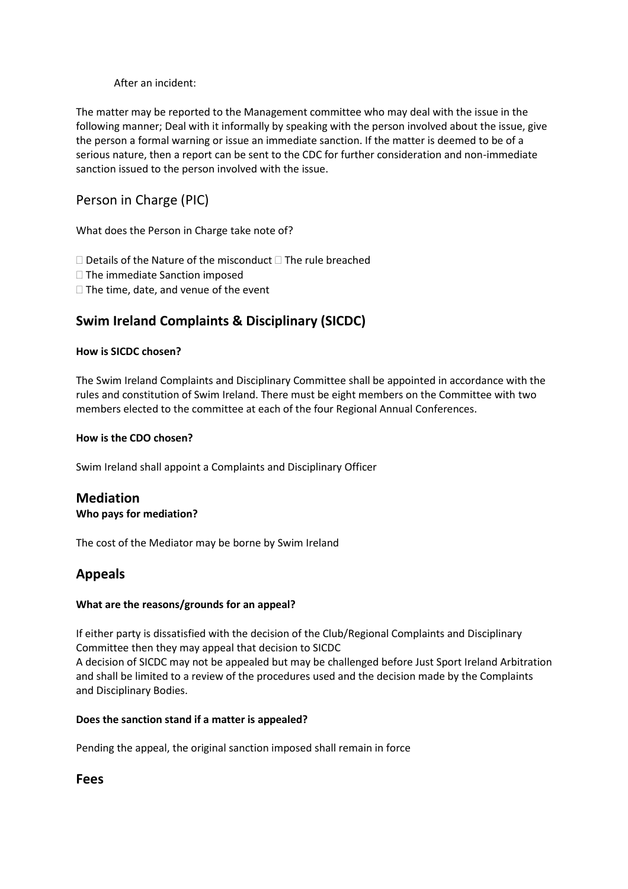After an incident:

The matter may be reported to the Management committee who may deal with the issue in the following manner; Deal with it informally by speaking with the person involved about the issue, give the person a formal warning or issue an immediate sanction. If the matter is deemed to be of a serious nature, then a report can be sent to the CDC for further consideration and non-immediate sanction issued to the person involved with the issue.

## Person in Charge (PIC)

What does the Person in Charge take note of?

- Details of the Nature of the misconduct
- The rule breached
- The immediate Sanction imposed
- The time, date, and venue of the event

## Swim Ireland Complaints & Disciplinary (SICDC)

**How is SICDC chosen?**

The Swim Ireland Complaints and Disciplinary Committee shall be appointed in accordance with the rules and constitution of Swim Ireland. There must be eight members on the Committee with two members elected to the committee at each of the four Regional Annual Conferences.

**How is the CDO chosen?**

Swim Ireland shall appoint a Complaints and Disciplinary Officer

## Mediation

**Who pays for mediation?**

The cost of the Mediator may be borne by Swim Ireland

## Appeals

**What are the reasons/grounds for an appeal?**

If either party is dissatisfied with the decision of the Club/Regional Complaints and Disciplinary Committee then they may appeal that decision to SICDC
A decision of SICDC may not be appealed but may be challenged before Just Sport Ireland Arbitration and shall be limited to a review of the procedures used and the decision made by the Complaints and Disciplinary Bodies.

**Does the sanction stand if a matter is appealed?**

Pending the appeal, the original sanction imposed shall remain in force

## Fees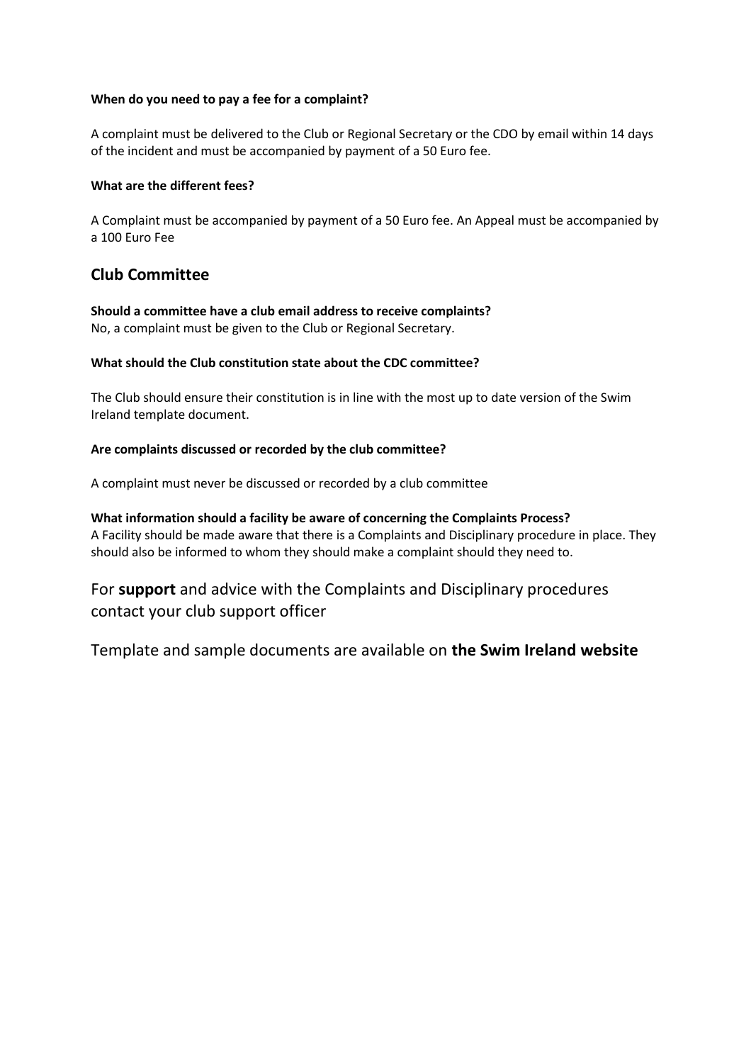**When do you need to pay a fee for a complaint?**

A complaint must be delivered to the Club or Regional Secretary or the CDO by email within 14 days of the incident and must be accompanied by payment of a 50 Euro fee.

**What are the different fees?**

A Complaint must be accompanied by payment of a 50 Euro fee. An Appeal must be accompanied by a 100 Euro Fee

## Club Committee

**Should a committee have a club email address to receive complaints?**
No, a complaint must be given to the Club or Regional Secretary.

**What should the Club constitution state about the CDC committee?**

The Club should ensure their constitution is in line with the most up to date version of the Swim Ireland template document.

**Are complaints discussed or recorded by the club committee?**

A complaint must never be discussed or recorded by a club committee

**What information should a facility be aware of concerning the Complaints Process?**
A Facility should be made aware that there is a Complaints and Disciplinary procedure in place. They should also be informed to whom they should make a complaint should they need to.

For **support** and advice with the Complaints and Disciplinary procedures contact your club support officer

Template and sample documents are available on **the Swim Ireland website**